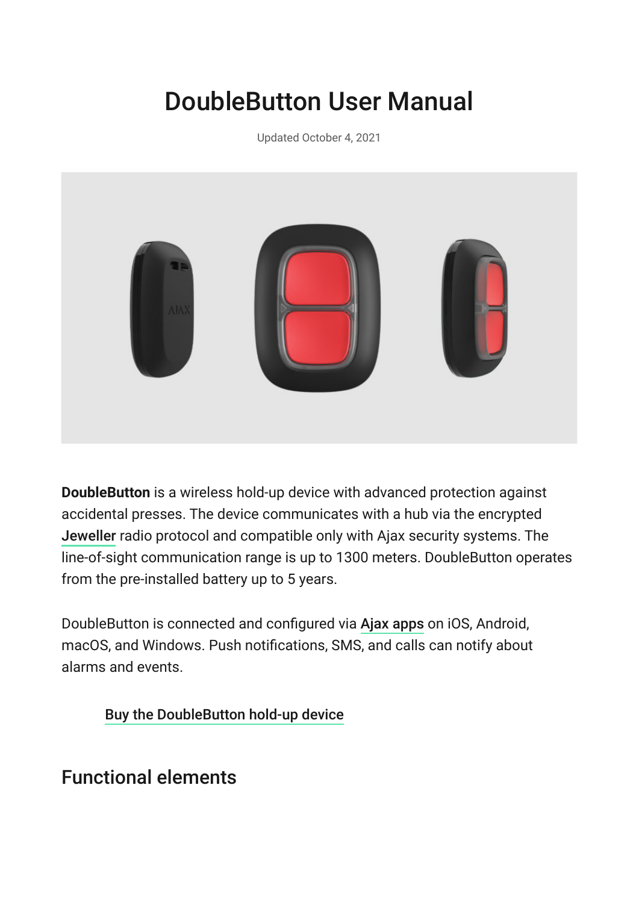# DoubleButton User Manual

Updated October 4, 2021

**DoubleButton** is a wireless hold-up device with advanced protection against accidental presses. The device communicates with a hub via the encrypted Jeweller radio protocol and compatible only with Ajax security systems. The line-of-sight communication range is up to 1300 meters. DoubleButton operates from the pre-installed battery up to 5 years.

DoubleButton is connected and configured via Ajax apps on iOS, Android, macOS, and Windows. Push notifications, SMS, and calls can notify about alarms and events.

Buy the DoubleButton hold-up device

## Functional elements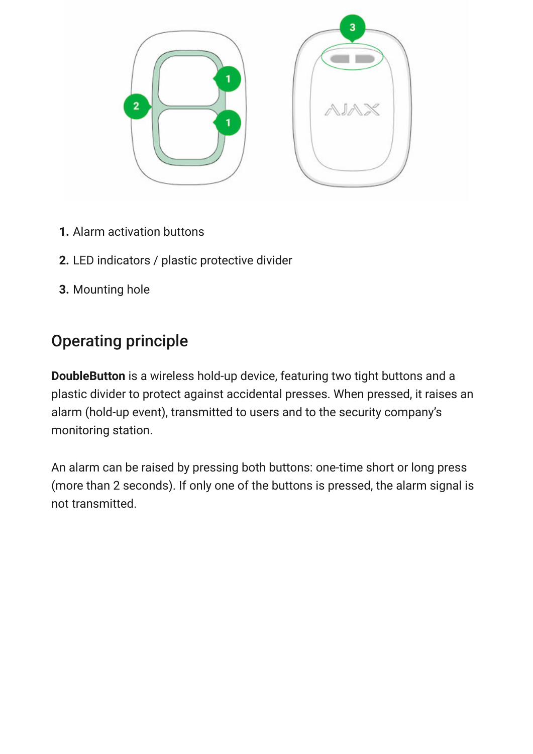1. Alarm activation buttons
2. LED indicators / plastic protective divider
3. Mounting hole

## Operating principle

**DoubleButton** is a wireless hold-up device, featuring two tight buttons and a plastic divider to protect against accidental presses. When pressed, it raises an alarm (hold-up event), transmitted to users and to the security company's monitoring station.

An alarm can be raised by pressing both buttons: one-time short or long press (more than 2 seconds). If only one of the buttons is pressed, the alarm signal is not transmitted.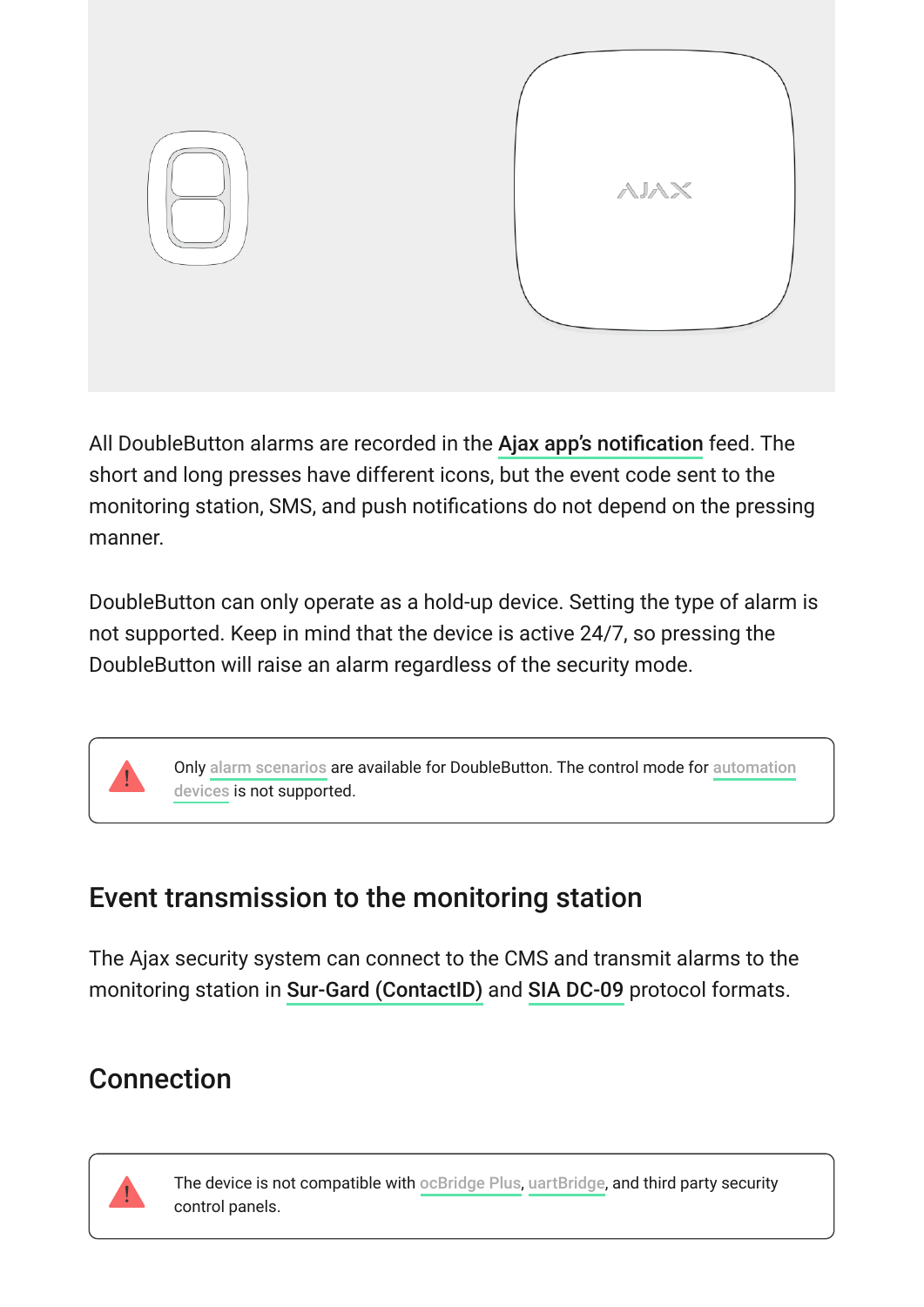All DoubleButton alarms are recorded in the Ajax app's notification feed. The short and long presses have different icons, but the event code sent to the monitoring station, SMS, and push notifications do not depend on the pressing manner.

DoubleButton can only operate as a hold-up device. Setting the type of alarm is not supported. Keep in mind that the device is active 24/7, so pressing the DoubleButton will raise an alarm regardless of the security mode.

> Only alarm scenarios are available for DoubleButton. The control mode for automation devices is not supported.

## Event transmission to the monitoring station

The Ajax security system can connect to the CMS and transmit alarms to the monitoring station in Sur-Gard (ContactID) and SIA DC-09 protocol formats.

## Connection

> The device is not compatible with ocBridge Plus, uartBridge, and third party security control panels.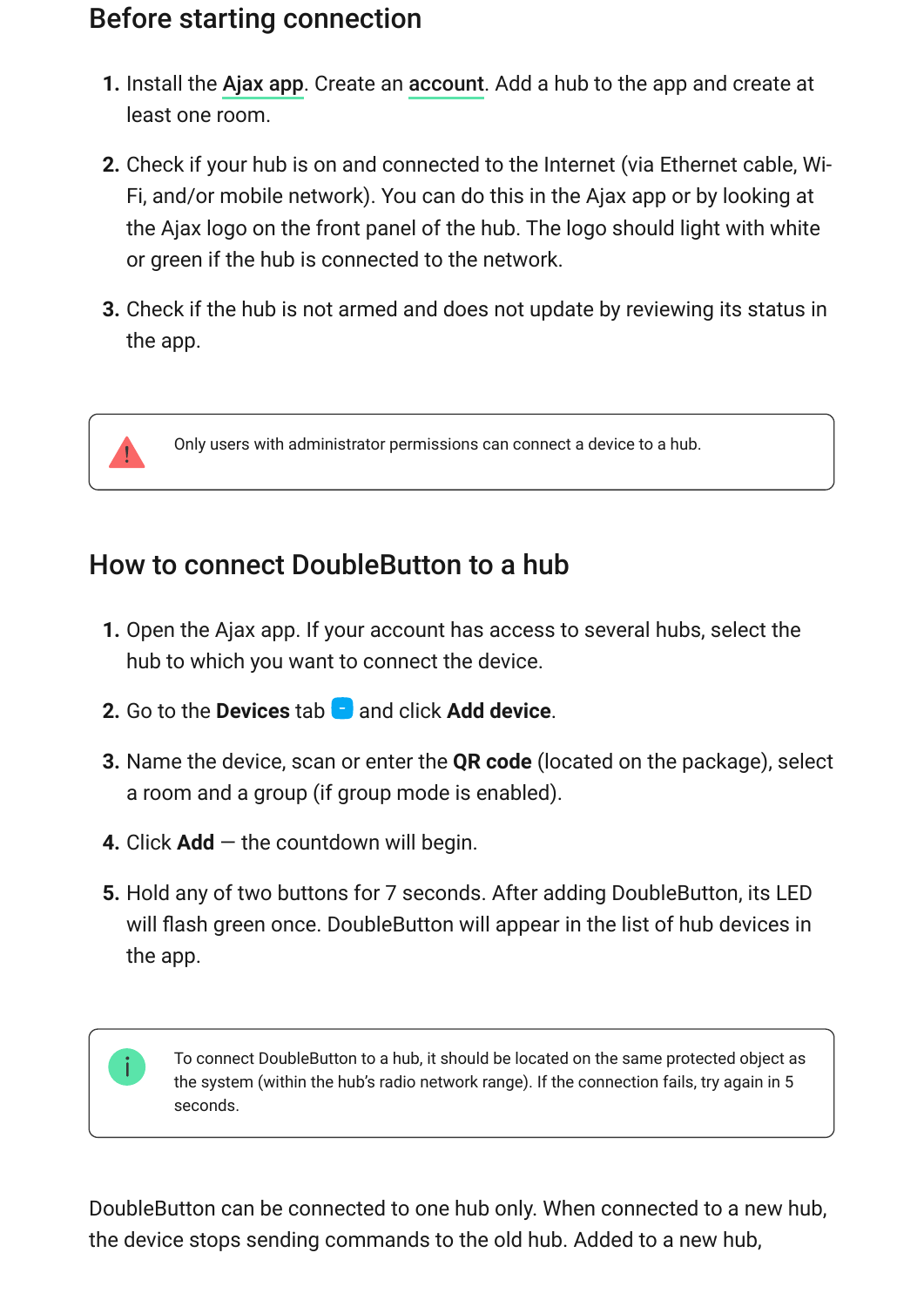## Before starting connection

1. Install the Ajax app. Create an account. Add a hub to the app and create at least one room.
2. Check if your hub is on and connected to the Internet (via Ethernet cable, Wi-Fi, and/or mobile network). You can do this in the Ajax app or by looking at the Ajax logo on the front panel of the hub. The logo should light with white or green if the hub is connected to the network.
3. Check if the hub is not armed and does not update by reviewing its status in the app.

> Only users with administrator permissions can connect a device to a hub.

## How to connect DoubleButton to a hub

1. Open the Ajax app. If your account has access to several hubs, select the hub to which you want to connect the device.
2. Go to the **Devices** tab and click **Add device**.
3. Name the device, scan or enter the **QR code** (located on the package), select a room and a group (if group mode is enabled).
4. Click **Add** — the countdown will begin.
5. Hold any of two buttons for 7 seconds. After adding DoubleButton, its LED will flash green once. DoubleButton will appear in the list of hub devices in the app.

> To connect DoubleButton to a hub, it should be located on the same protected object as the system (within the hub's radio network range). If the connection fails, try again in 5 seconds.

DoubleButton can be connected to one hub only. When connected to a new hub, the device stops sending commands to the old hub. Added to a new hub,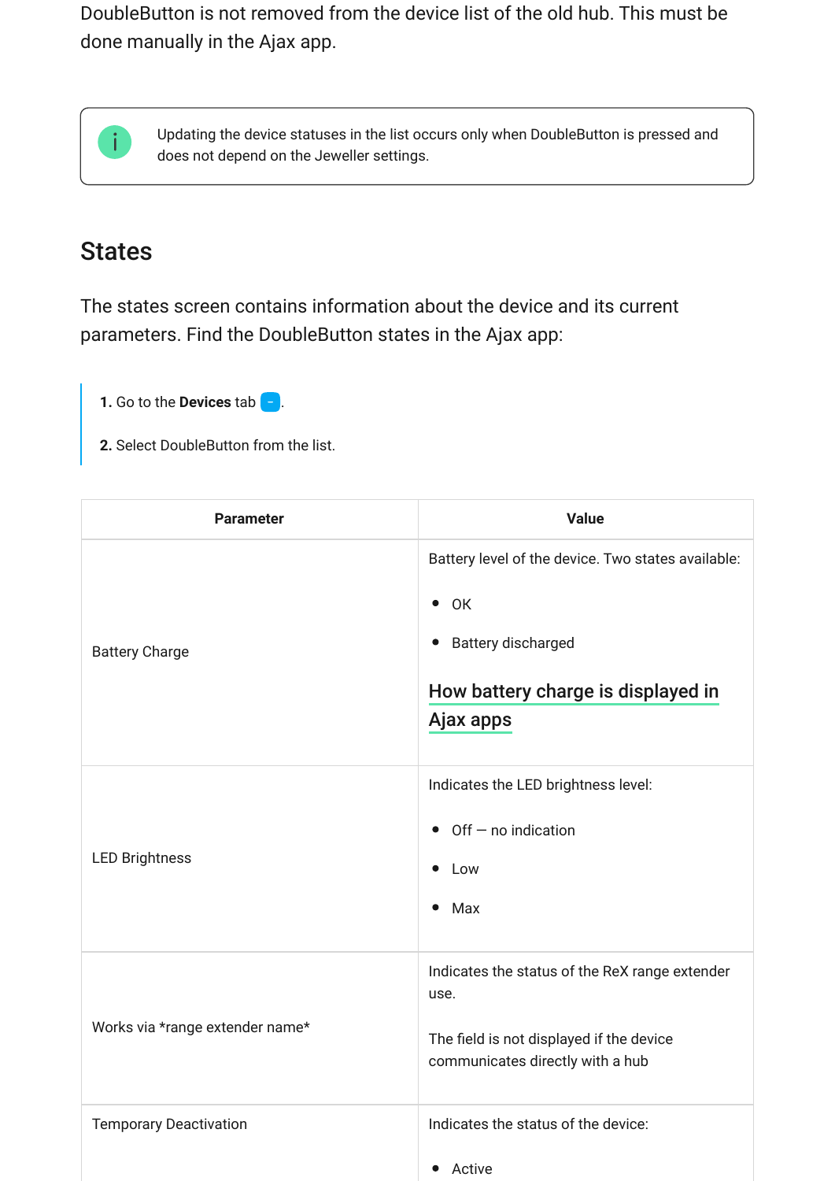DoubleButton is not removed from the device list of the old hub. This must be done manually in the Ajax app.

> Updating the device statuses in the list occurs only when DoubleButton is pressed and does not depend on the Jeweller settings.

## States

The states screen contains information about the device and its current parameters. Find the DoubleButton states in the Ajax app:

1. Go to the **Devices** tab .
2. Select DoubleButton from the list.

| Parameter | Value |
|---|---|
| Battery Charge | Battery level of the device. Two states available:<br>• OK<br>• Battery discharged<br><br>How battery charge is displayed in Ajax apps |
| LED Brightness | Indicates the LED brightness level:<br>• Off — no indication<br>• Low<br>• Max |
| Works via *range extender name* | Indicates the status of the ReX range extender use.<br><br>The field is not displayed if the device communicates directly with a hub |
| Temporary Deactivation | Indicates the status of the device:<br>• Active |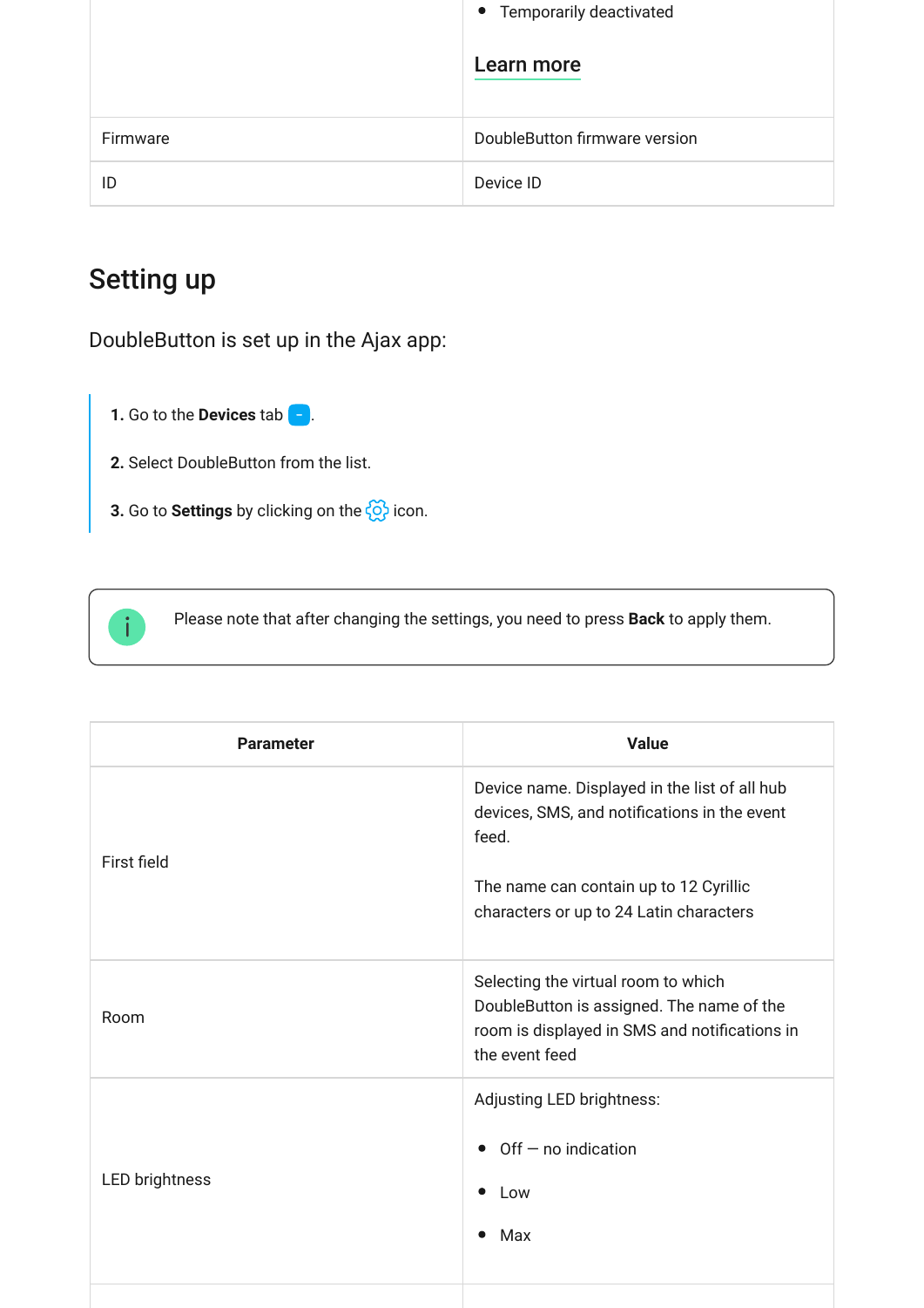| | |
|---|---|
| | • Temporarily deactivated<br><br>Learn more |
| Firmware | DoubleButton firmware version |
| ID | Device ID |

## Setting up

DoubleButton is set up in the Ajax app:

1. Go to the **Devices** tab.
2. Select DoubleButton from the list.
3. Go to **Settings** by clicking on the icon.

Please note that after changing the settings, you need to press **Back** to apply them.

| Parameter | Value |
|---|---|
| First field | Device name. Displayed in the list of all hub devices, SMS, and notifications in the event feed.<br><br>The name can contain up to 12 Cyrillic characters or up to 24 Latin characters |
| Room | Selecting the virtual room to which DoubleButton is assigned. The name of the room is displayed in SMS and notifications in the event feed |
| LED brightness | Adjusting LED brightness:<br><br>• Off — no indication<br>• Low<br>• Max |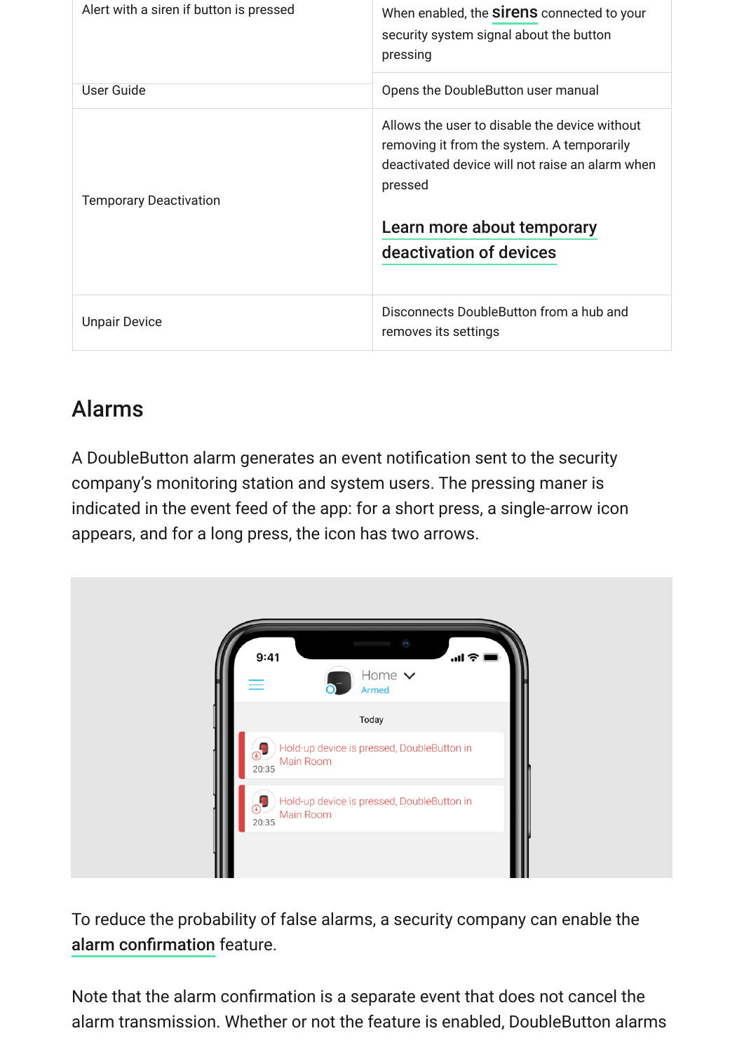| | |
|---|---|
| Alert with a siren if button is pressed | When enabled, the **sirens** connected to your security system signal about the button pressing |
| User Guide | Opens the DoubleButton user manual |
| Temporary Deactivation | Allows the user to disable the device without removing it from the system. A temporarily deactivated device will not raise an alarm when pressed<br><br>**Learn more about temporary deactivation of devices** |
| Unpair Device | Disconnects DoubleButton from a hub and removes its settings |

## Alarms

A DoubleButton alarm generates an event notification sent to the security company's monitoring station and system users. The pressing maner is indicated in the event feed of the app: for a short press, a single-arrow icon appears, and for a long press, the icon has two arrows.

To reduce the probability of false alarms, a security company can enable the **alarm confirmation** feature.

Note that the alarm confirmation is a separate event that does not cancel the alarm transmission. Whether or not the feature is enabled, DoubleButton alarms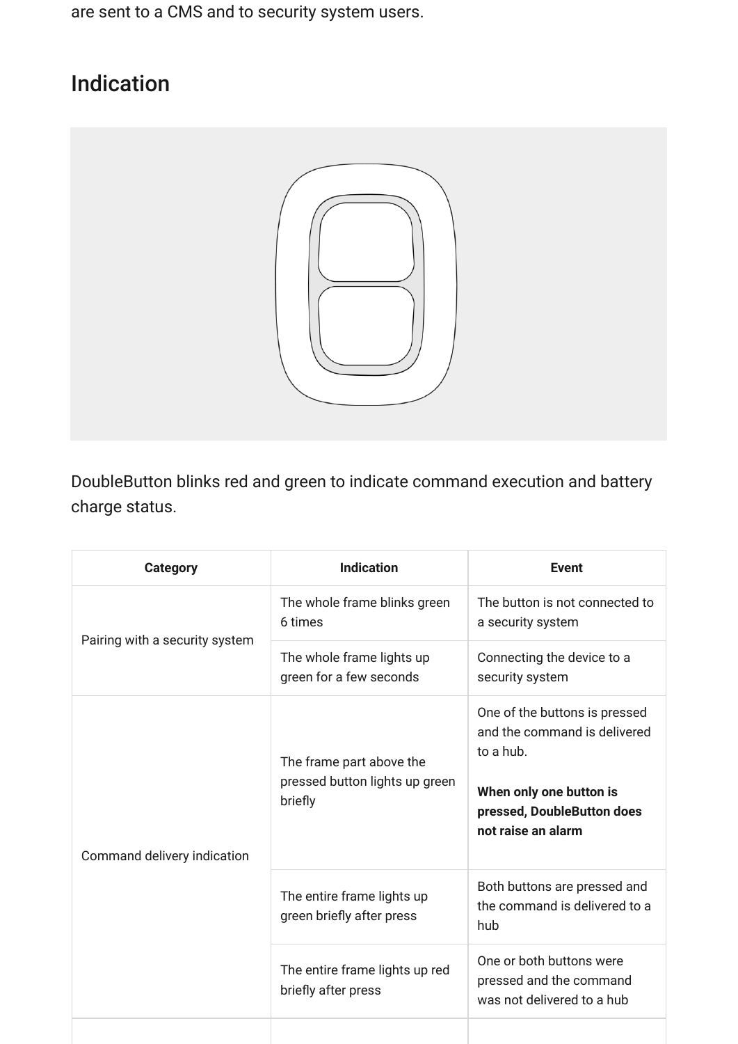are sent to a CMS and to security system users.

## Indication

DoubleButton blinks red and green to indicate command execution and battery charge status.

| Category | Indication | Event |
|---|---|---|
| Pairing with a security system | The whole frame blinks green 6 times | The button is not connected to a security system |
| | The whole frame lights up green for a few seconds | Connecting the device to a security system |
| Command delivery indication | The frame part above the pressed button lights up green briefly | One of the buttons is pressed and the command is delivered to a hub.<br><br>**When only one button is pressed, DoubleButton does not raise an alarm** |
| | The entire frame lights up green briefly after press | Both buttons are pressed and the command is delivered to a hub |
| | The entire frame lights up red briefly after press | One or both buttons were pressed and the command was not delivered to a hub |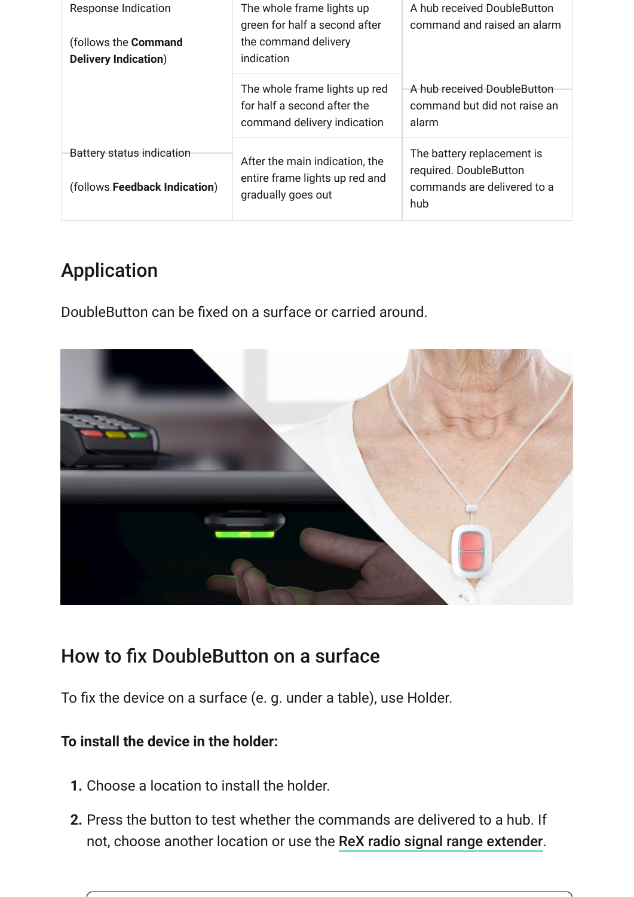| | | |
|---|---|---|
| Response Indication (follows the **Command Delivery Indication**) | The whole frame lights up green for half a second after the command delivery indication | A hub received DoubleButton command and raised an alarm |
| | The whole frame lights up red for half a second after the command delivery indication | A hub received DoubleButton command but did not raise an alarm |
| Battery status indication (follows **Feedback Indication**) | After the main indication, the entire frame lights up red and gradually goes out | The battery replacement is required. DoubleButton commands are delivered to a hub |

## Application

DoubleButton can be fixed on a surface or carried around.

## How to fix DoubleButton on a surface

To fix the device on a surface (e. g. under a table), use Holder.

**To install the device in the holder:**

1. Choose a location to install the holder.
2. Press the button to test whether the commands are delivered to a hub. If not, choose another location or use the **ReX radio signal range extender**.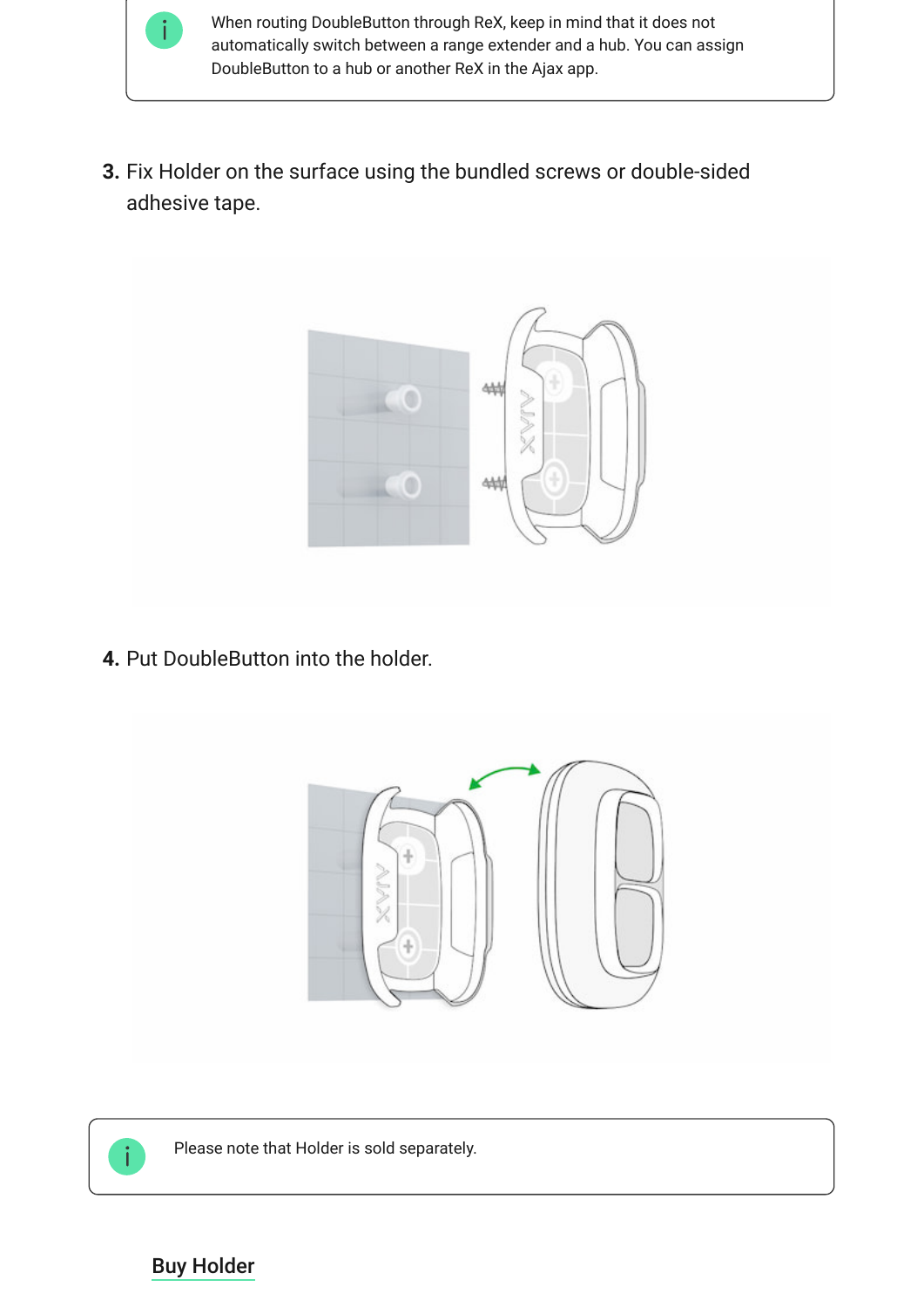> When routing DoubleButton through ReX, keep in mind that it does not automatically switch between a range extender and a hub. You can assign DoubleButton to a hub or another ReX in the Ajax app.

3. Fix Holder on the surface using the bundled screws or double-sided adhesive tape.

4. Put DoubleButton into the holder.

> Please note that Holder is sold separately.

Buy Holder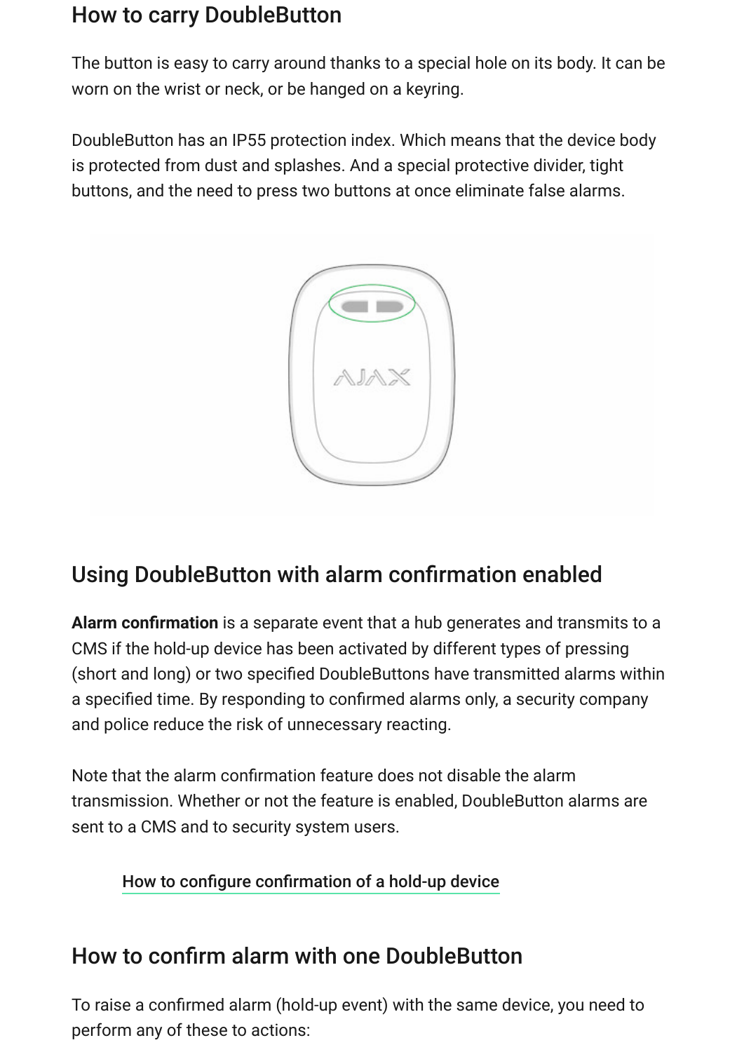## How to carry DoubleButton

The button is easy to carry around thanks to a special hole on its body. It can be worn on the wrist or neck, or be hanged on a keyring.

DoubleButton has an IP55 protection index. Which means that the device body is protected from dust and splashes. And a special protective divider, tight buttons, and the need to press two buttons at once eliminate false alarms.

## Using DoubleButton with alarm confirmation enabled

**Alarm confirmation** is a separate event that a hub generates and transmits to a CMS if the hold-up device has been activated by different types of pressing (short and long) or two specified DoubleButtons have transmitted alarms within a specified time. By responding to confirmed alarms only, a security company and police reduce the risk of unnecessary reacting.

Note that the alarm confirmation feature does not disable the alarm transmission. Whether or not the feature is enabled, DoubleButton alarms are sent to a CMS and to security system users.

How to configure confirmation of a hold-up device

## How to confirm alarm with one DoubleButton

To raise a confirmed alarm (hold-up event) with the same device, you need to perform any of these to actions: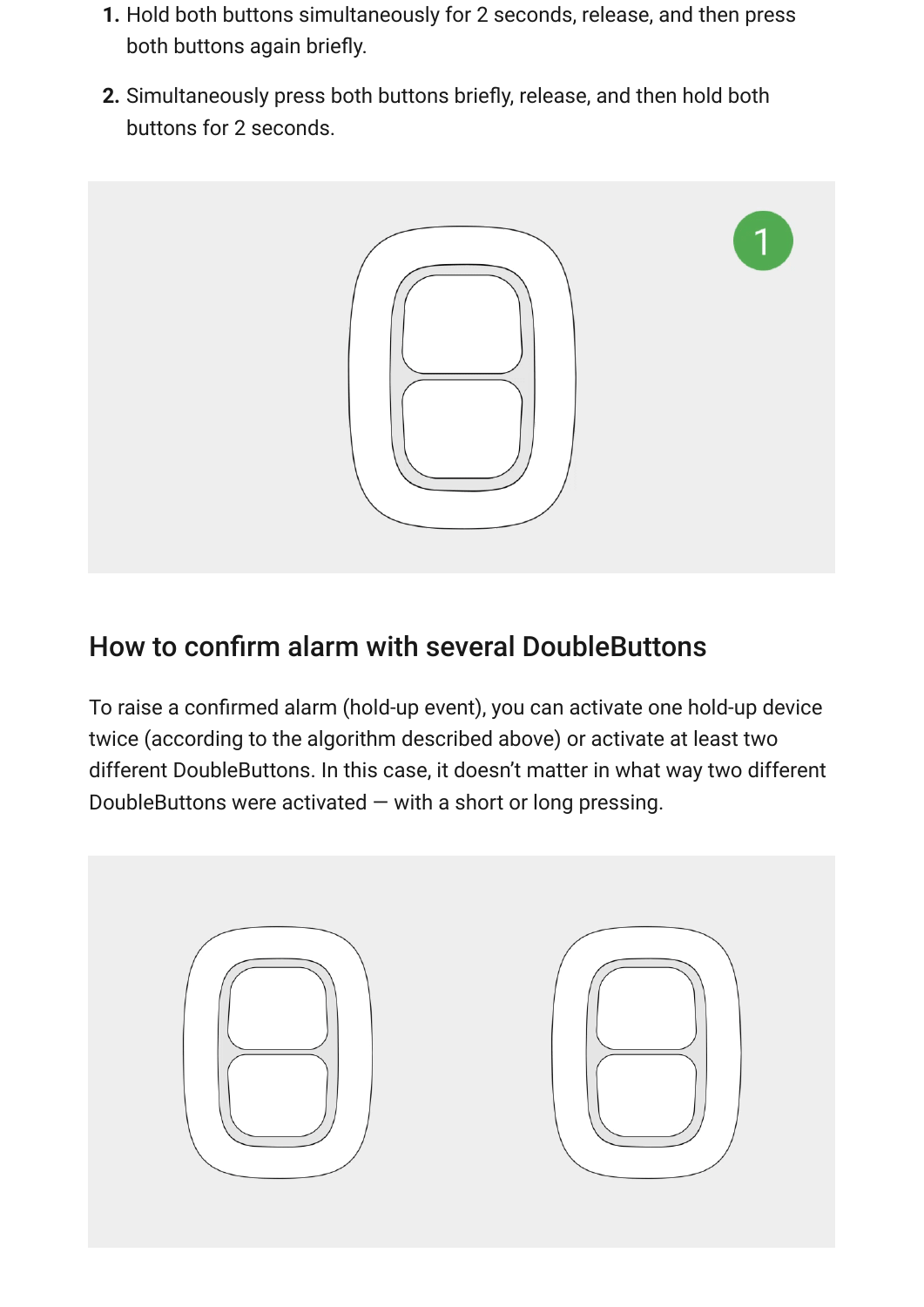1. Hold both buttons simultaneously for 2 seconds, release, and then press both buttons again briefly.
2. Simultaneously press both buttons briefly, release, and then hold both buttons for 2 seconds.

## How to confirm alarm with several DoubleButtons

To raise a confirmed alarm (hold-up event), you can activate one hold-up device twice (according to the algorithm described above) or activate at least two different DoubleButtons. In this case, it doesn't matter in what way two different DoubleButtons were activated — with a short or long pressing.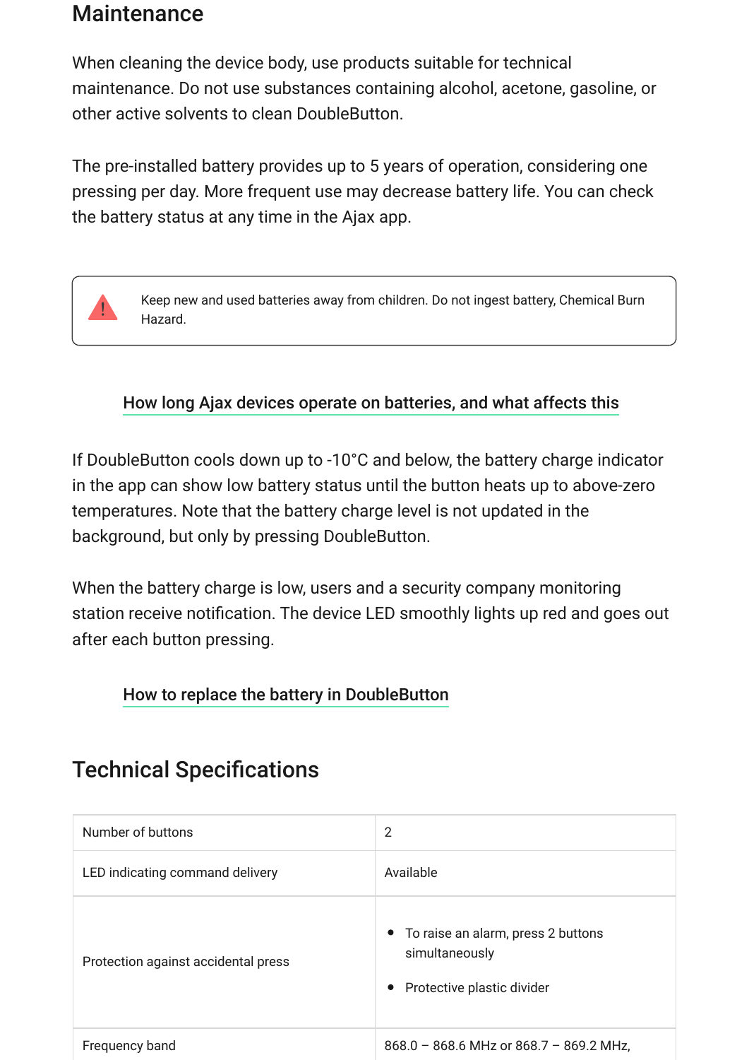## Maintenance

When cleaning the device body, use products suitable for technical maintenance. Do not use substances containing alcohol, acetone, gasoline, or other active solvents to clean DoubleButton.

The pre-installed battery provides up to 5 years of operation, considering one pressing per day. More frequent use may decrease battery life. You can check the battery status at any time in the Ajax app.

> ⚠️ Keep new and used batteries away from children. Do not ingest battery, Chemical Burn Hazard.

How long Ajax devices operate on batteries, and what affects this

If DoubleButton cools down up to -10°C and below, the battery charge indicator in the app can show low battery status until the button heats up to above-zero temperatures. Note that the battery charge level is not updated in the background, but only by pressing DoubleButton.

When the battery charge is low, users and a security company monitoring station receive notification. The device LED smoothly lights up red and goes out after each button pressing.

How to replace the battery in DoubleButton

## Technical Specifications

| | |
|---|---|
| Number of buttons | 2 |
| LED indicating command delivery | Available |
| Protection against accidental press | • To raise an alarm, press 2 buttons simultaneously<br>• Protective plastic divider |
| Frequency band | 868.0 – 868.6 MHz or 868.7 – 869.2 MHz, |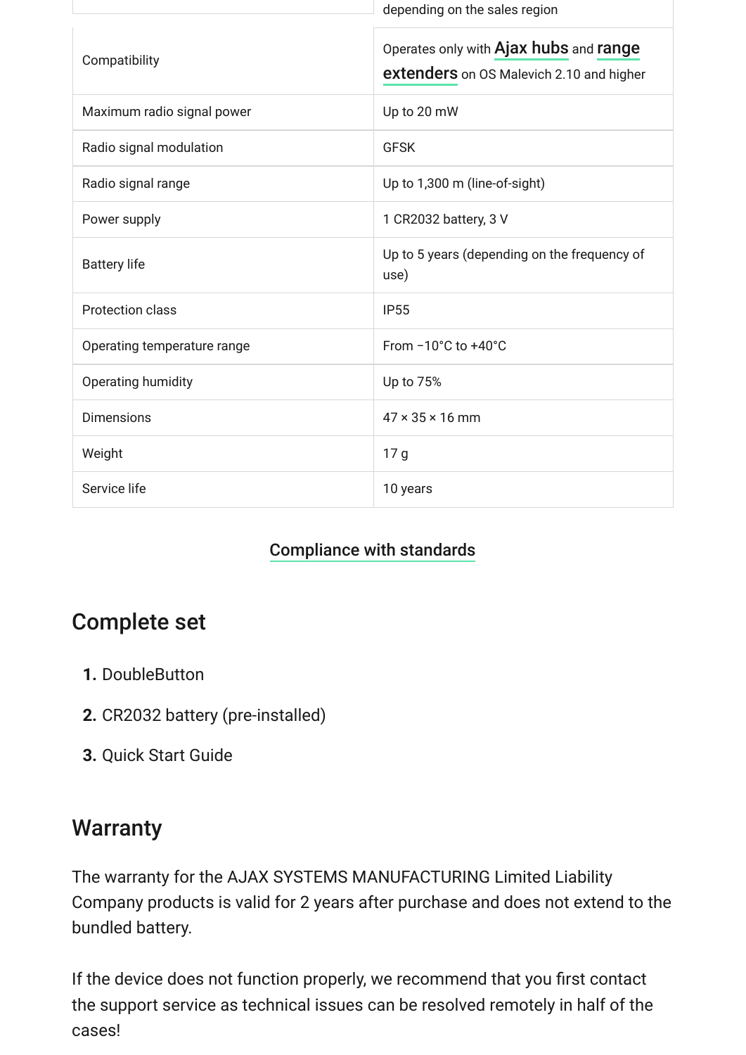| | depending on the sales region |
|---|---|
| Compatibility | Operates only with Ajax hubs and range extenders on OS Malevich 2.10 and higher |
| Maximum radio signal power | Up to 20 mW |
| Radio signal modulation | GFSK |
| Radio signal range | Up to 1,300 m (line-of-sight) |
| Power supply | 1 CR2032 battery, 3 V |
| Battery life | Up to 5 years (depending on the frequency of use) |
| Protection class | IP55 |
| Operating temperature range | From −10°C to +40°C |
| Operating humidity | Up to 75% |
| Dimensions | 47 × 35 × 16 mm |
| Weight | 17 g |
| Service life | 10 years |

Compliance with standards

## Complete set

1. DoubleButton
2. CR2032 battery (pre-installed)
3. Quick Start Guide

## Warranty

The warranty for the AJAX SYSTEMS MANUFACTURING Limited Liability Company products is valid for 2 years after purchase and does not extend to the bundled battery.

If the device does not function properly, we recommend that you first contact the support service as technical issues can be resolved remotely in half of the cases!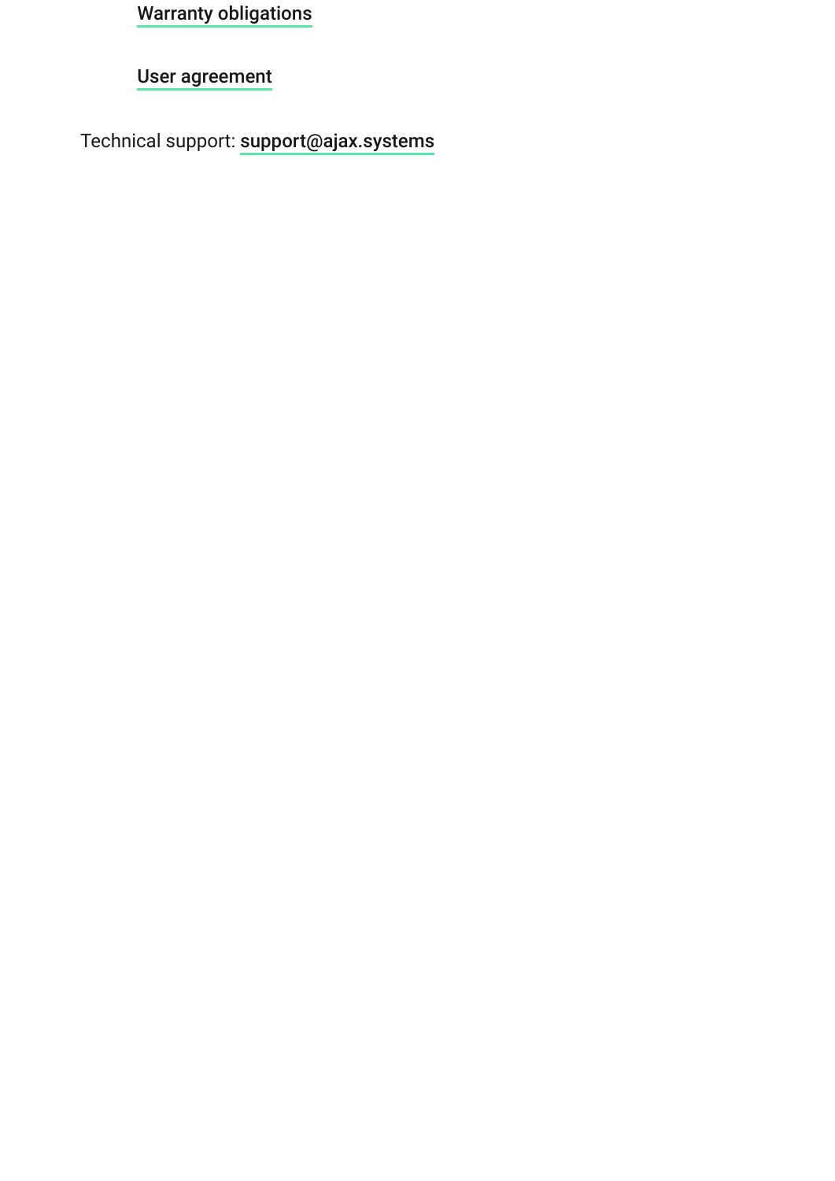[Warranty obligations]

[User agreement]

Technical support: [support@ajax.systems]